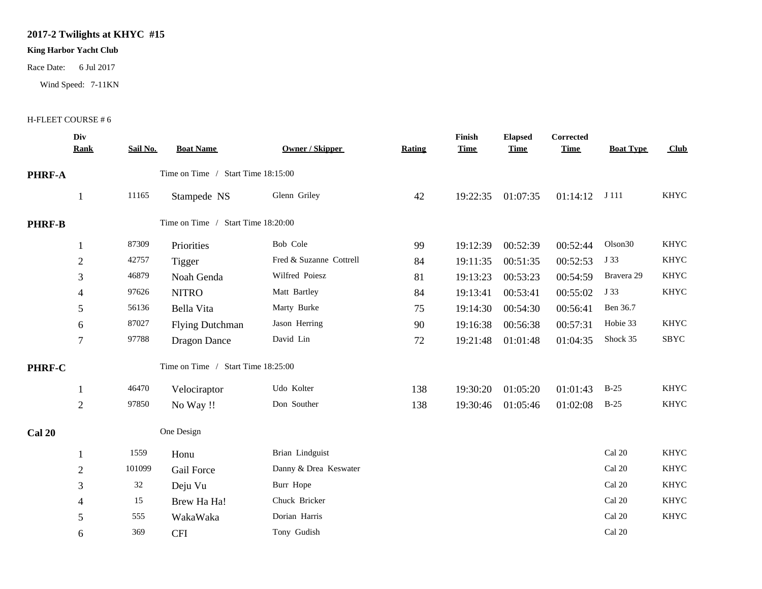# 2017-2 Twilights at KHYC #15

**King Harbor Yacht Club**

Race Date: 6 Jul 2017

Wind Speed: 7-11KN

H-FLEET COURSE # 6

| | Div Rank | Sail No. | Boat Name | Owner / Skipper | Rating | Finish Time | Elapsed Time | Corrected Time | Boat Type | Club |
|---|---|---|---|---|---|---|---|---|---|---|
| **PHRF-A** | | | Time on Time / Start Time 18:15:00 | | | | | | | |
| | 1 | 11165 | Stampede NS | Glenn Griley | 42 | 19:22:35 | 01:07:35 | 01:14:12 | J 111 | KHYC |
| **PHRF-B** | | | Time on Time / Start Time 18:20:00 | | | | | | | |
| | 1 | 87309 | Priorities | Bob Cole | 99 | 19:12:39 | 00:52:39 | 00:52:44 | Olson30 | KHYC |
| | 2 | 42757 | Tigger | Fred & Suzanne Cottrell | 84 | 19:11:35 | 00:51:35 | 00:52:53 | J 33 | KHYC |
| | 3 | 46879 | Noah Genda | Wilfred Poiesz | 81 | 19:13:23 | 00:53:23 | 00:54:59 | Bravera 29 | KHYC |
| | 4 | 97626 | NITRO | Matt Bartley | 84 | 19:13:41 | 00:53:41 | 00:55:02 | J 33 | KHYC |
| | 5 | 56136 | Bella Vita | Marty Burke | 75 | 19:14:30 | 00:54:30 | 00:56:41 | Ben 36.7 | |
| | 6 | 87027 | Flying Dutchman | Jason Herring | 90 | 19:16:38 | 00:56:38 | 00:57:31 | Hobie 33 | KHYC |
| | 7 | 97788 | Dragon Dance | David Lin | 72 | 19:21:48 | 01:01:48 | 01:04:35 | Shock 35 | SBYC |
| **PHRF-C** | | | Time on Time / Start Time 18:25:00 | | | | | | | |
| | 1 | 46470 | Velociraptor | Udo Kolter | 138 | 19:30:20 | 01:05:20 | 01:01:43 | B-25 | KHYC |
| | 2 | 97850 | No Way !! | Don Souther | 138 | 19:30:46 | 01:05:46 | 01:02:08 | B-25 | KHYC |
| **Cal 20** | | | One Design | | | | | | | |
| | 1 | 1559 | Honu | Brian Lindguist | | | | | Cal 20 | KHYC |
| | 2 | 101099 | Gail Force | Danny & Drea Keswater | | | | | Cal 20 | KHYC |
| | 3 | 32 | Deju Vu | Burr Hope | | | | | Cal 20 | KHYC |
| | 4 | 15 | Brew Ha Ha! | Chuck Bricker | | | | | Cal 20 | KHYC |
| | 5 | 555 | WakaWaka | Dorian Harris | | | | | Cal 20 | KHYC |
| | 6 | 369 | CFI | Tony Gudish | | | | | Cal 20 | |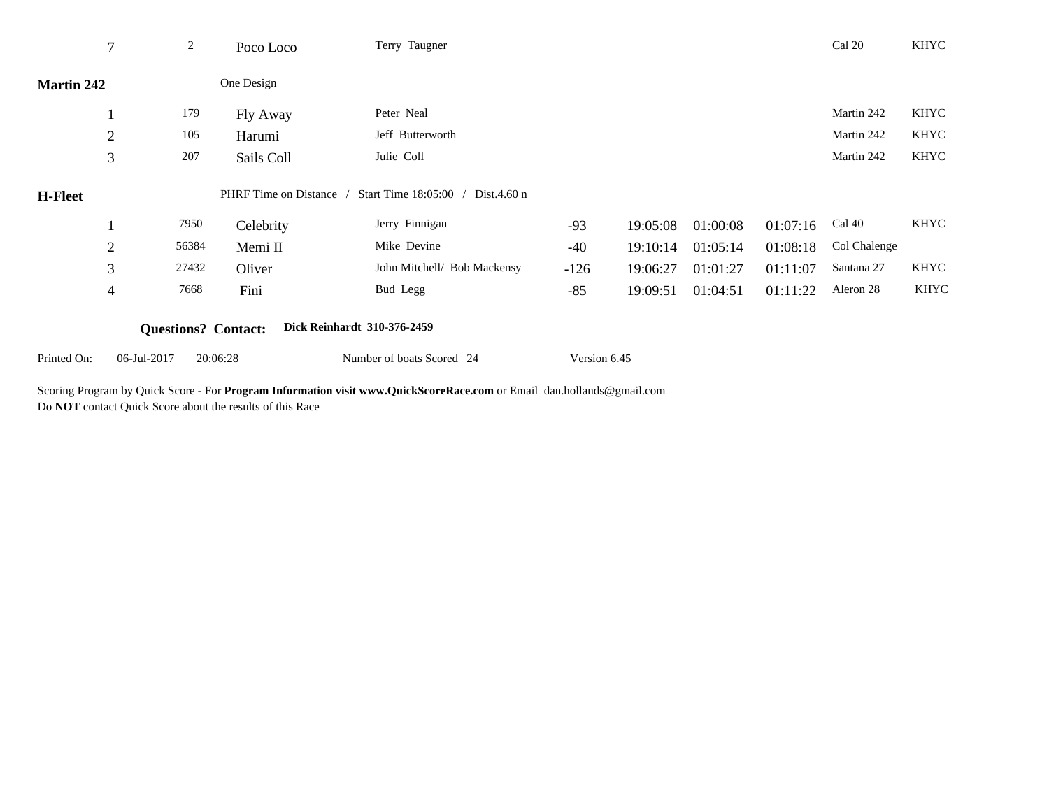| | | | | | | | | | |
|---|---|---|---|---|---|---|---|---|---|
| 7 | 2 | Poco Loco | Terry Taugner | | | | | Cal 20 | KHYC |

**Martin 242** One Design

| | | | | | |
|---|---|---|---|---|---|
| 1 | 179 | Fly Away | Peter Neal | Martin 242 | KHYC |
| 2 | 105 | Harumi | Jeff Butterworth | Martin 242 | KHYC |
| 3 | 207 | Sails Coll | Julie Coll | Martin 242 | KHYC |

**H-Fleet** PHRF Time on Distance / Start Time 18:05:00 / Dist.4.60 n

| | | | | | | | | | |
|---|---|---|---|---|---|---|---|---|---|
| 1 | 7950 | Celebrity | Jerry Finnigan | -93 | 19:05:08 | 01:00:08 | 01:07:16 | Cal 40 | KHYC |
| 2 | 56384 | Memi II | Mike Devine | -40 | 19:10:14 | 01:05:14 | 01:08:18 | Col Chalenge | |
| 3 | 27432 | Oliver | John Mitchell/ Bob Mackensy | -126 | 19:06:27 | 01:01:27 | 01:11:07 | Santana 27 | KHYC |
| 4 | 7668 | Fini | Bud Legg | -85 | 19:09:51 | 01:04:51 | 01:11:22 | Aleron 28 | KHYC |

**Questions? Contact:** **Dick Reinhardt 310-376-2459**

Printed On: 06-Jul-2017 20:06:28 Number of boats Scored 24 Version 6.45

Scoring Program by Quick Score - For **Program Information visit www.QuickScoreRace.com** or Email dan.hollands@gmail.com
Do **NOT** contact Quick Score about the results of this Race